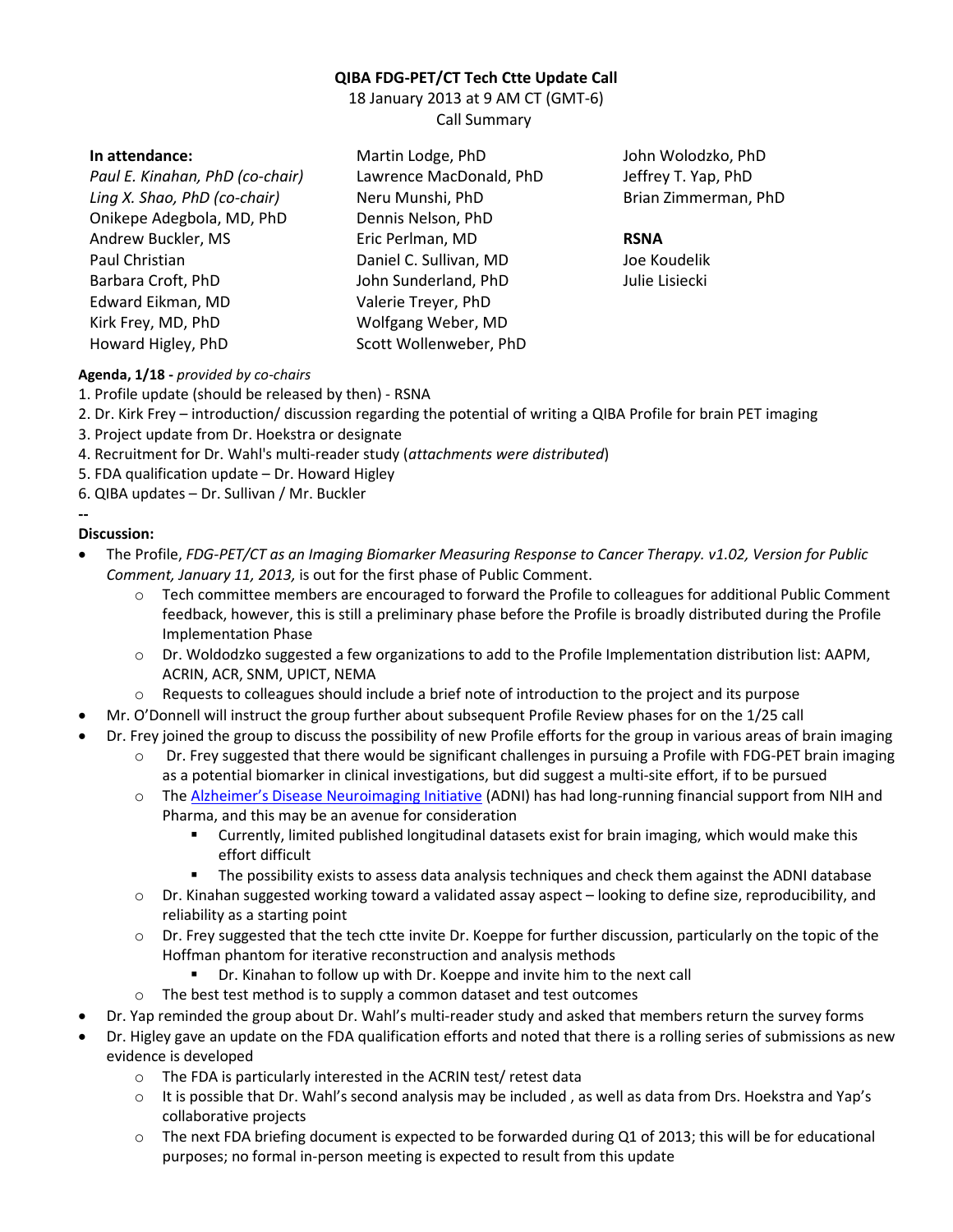**QIBA FDG-PET/CT Tech Ctte Update Call**

18 January 2013 at 9 AM CT (GMT-6)

Call Summary

**In attendance:**

*Paul E. Kinahan, PhD (co-chair)*
*Ling X. Shao, PhD (co-chair)*
Onikepe Adegbola, MD, PhD
Andrew Buckler, MS
Paul Christian
Barbara Croft, PhD
Edward Eikman, MD
Kirk Frey, MD, PhD
Howard Higley, PhD
Martin Lodge, PhD
Lawrence MacDonald, PhD
Neru Munshi, PhD
Dennis Nelson, PhD
Eric Perlman, MD
Daniel C. Sullivan, MD
John Sunderland, PhD
Valerie Treyer, PhD
Wolfgang Weber, MD
Scott Wollenweber, PhD
John Wolodzko, PhD
Jeffrey T. Yap, PhD
Brian Zimmerman, PhD

**RSNA**

Joe Koudelik
Julie Lisiecki

**Agenda, 1/18 -** *provided by co-chairs*

1. Profile update (should be released by then) - RSNA
2. Dr. Kirk Frey – introduction/ discussion regarding the potential of writing a QIBA Profile for brain PET imaging
3. Project update from Dr. Hoekstra or designate
4. Recruitment for Dr. Wahl's multi-reader study (*attachments were distributed*)
5. FDA qualification update – Dr. Howard Higley
6. QIBA updates – Dr. Sullivan / Mr. Buckler

--

**Discussion:**

- The Profile, *FDG-PET/CT as an Imaging Biomarker Measuring Response to Cancer Therapy. v1.02, Version for Public Comment, January 11, 2013,* is out for the first phase of Public Comment.
  - Tech committee members are encouraged to forward the Profile to colleagues for additional Public Comment feedback, however, this is still a preliminary phase before the Profile is broadly distributed during the Profile Implementation Phase
  - Dr. Woldodzko suggested a few organizations to add to the Profile Implementation distribution list: AAPM, ACRIN, ACR, SNM, UPICT, NEMA
  - Requests to colleagues should include a brief note of introduction to the project and its purpose
- Mr. O'Donnell will instruct the group further about subsequent Profile Review phases for on the 1/25 call
- Dr. Frey joined the group to discuss the possibility of new Profile efforts for the group in various areas of brain imaging
  - Dr. Frey suggested that there would be significant challenges in pursuing a Profile with FDG-PET brain imaging as a potential biomarker in clinical investigations, but did suggest a multi-site effort, if to be pursued
  - The Alzheimer's Disease Neuroimaging Initiative (ADNI) has had long-running financial support from NIH and Pharma, and this may be an avenue for consideration
    - Currently, limited published longitudinal datasets exist for brain imaging, which would make this effort difficult
    - The possibility exists to assess data analysis techniques and check them against the ADNI database
  - Dr. Kinahan suggested working toward a validated assay aspect – looking to define size, reproducibility, and reliability as a starting point
  - Dr. Frey suggested that the tech ctte invite Dr. Koeppe for further discussion, particularly on the topic of the Hoffman phantom for iterative reconstruction and analysis methods
    - Dr. Kinahan to follow up with Dr. Koeppe and invite him to the next call
  - The best test method is to supply a common dataset and test outcomes
- Dr. Yap reminded the group about Dr. Wahl's multi-reader study and asked that members return the survey forms
- Dr. Higley gave an update on the FDA qualification efforts and noted that there is a rolling series of submissions as new evidence is developed
  - The FDA is particularly interested in the ACRIN test/ retest data
  - It is possible that Dr. Wahl's second analysis may be included , as well as data from Drs. Hoekstra and Yap's collaborative projects
  - The next FDA briefing document is expected to be forwarded during Q1 of 2013; this will be for educational purposes; no formal in-person meeting is expected to result from this update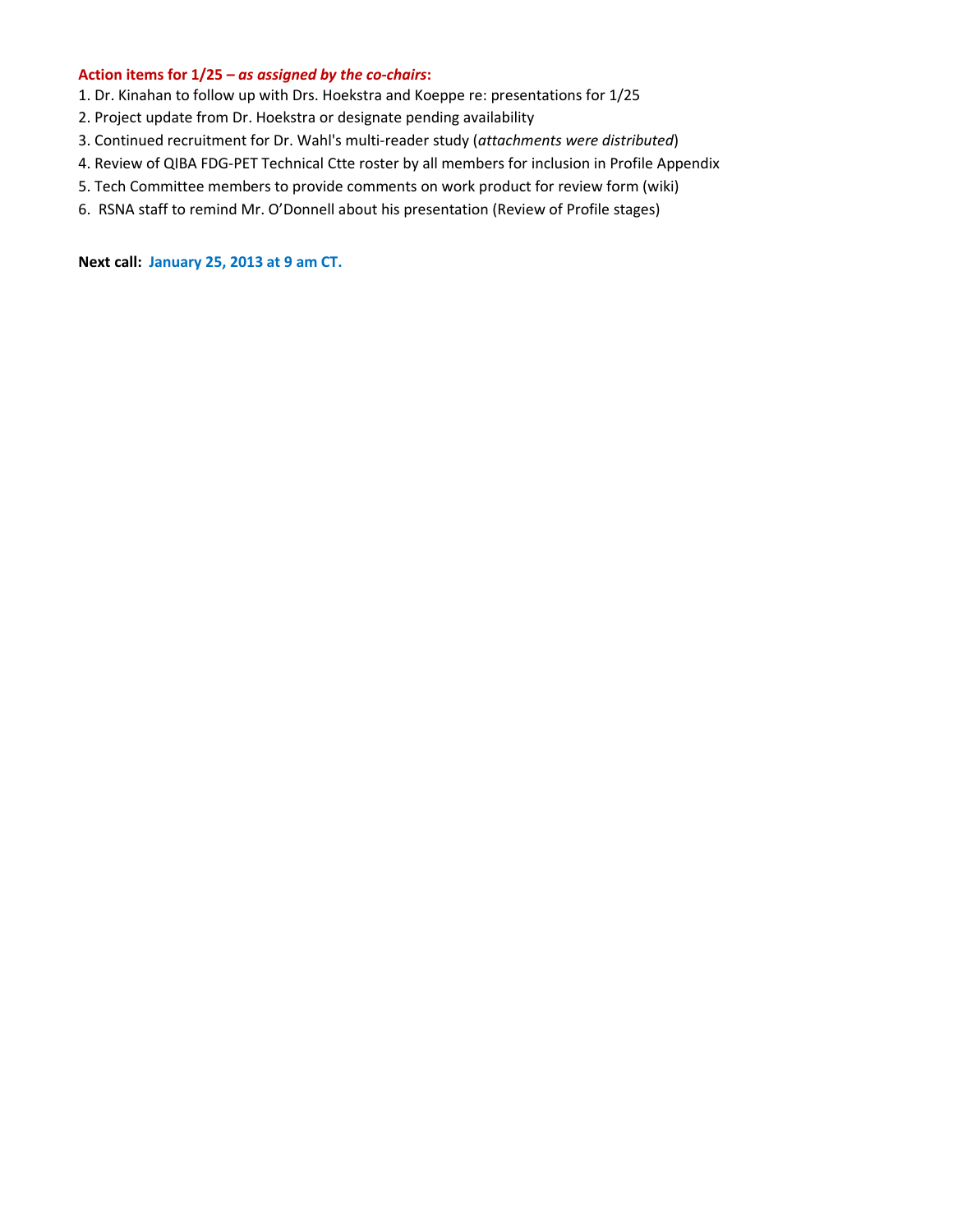**Action items for 1/25 – *as assigned by the co-chairs*:**

1. Dr. Kinahan to follow up with Drs. Hoekstra and Koeppe re: presentations for 1/25
2. Project update from Dr. Hoekstra or designate pending availability
3. Continued recruitment for Dr. Wahl's multi-reader study (*attachments were distributed*)
4. Review of QIBA FDG-PET Technical Ctte roster by all members for inclusion in Profile Appendix
5. Tech Committee members to provide comments on work product for review form (wiki)
6. RSNA staff to remind Mr. O'Donnell about his presentation (Review of Profile stages)

**Next call: January 25, 2013 at 9 am CT.**